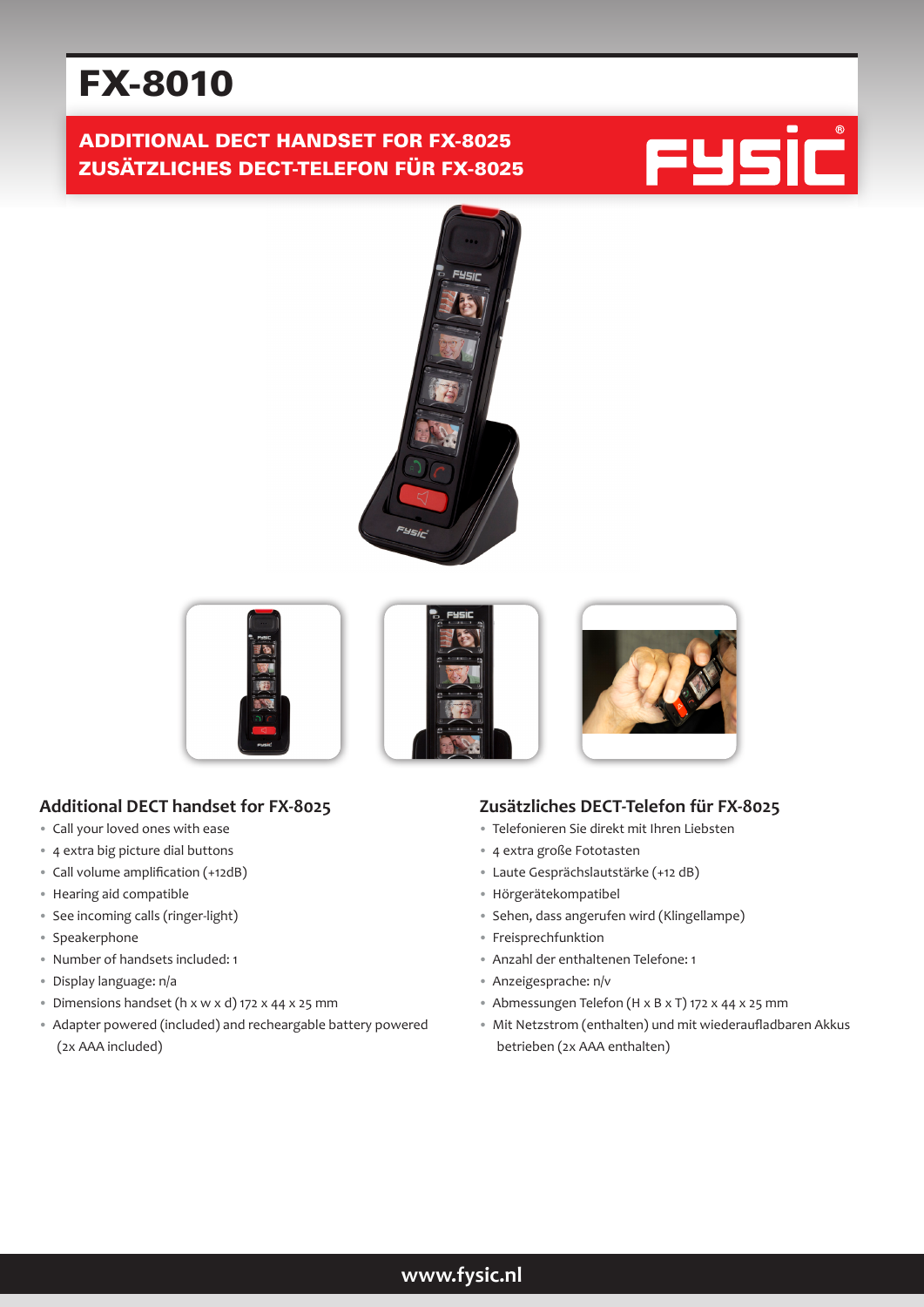# FX-8010

## ADDITIONAL DECT HANDSET FOR FX-8025
## ZUSÄTZLICHES DECT-TELEFON FÜR FX-8025

FYSIC®

### Additional DECT handset for FX-8025

- Call your loved ones with ease
- 4 extra big picture dial buttons
- Call volume amplification (+12dB)
- Hearing aid compatible
- See incoming calls (ringer-light)
- Speakerphone
- Number of handsets included: 1
- Display language: n/a
- Dimensions handset (h x w x d) 172 x 44 x 25 mm
- Adapter powered (included) and rechargable battery powered (2x AAA included)

### Zusätzliches DECT-Telefon für FX-8025

- Telefonieren Sie direkt mit Ihren Liebsten
- 4 extra große Fototasten
- Laute Gesprächslautstärke (+12 dB)
- Hörgerätekompatibel
- Sehen, dass angerufen wird (Klingellampe)
- Freisprechfunktion
- Anzahl der enthaltenen Telefone: 1
- Anzeigesprache: n/v
- Abmessungen Telefon (H x B x T) 172 x 44 x 25 mm
- Mit Netzstrom (enthalten) und mit wiederaufladbaren Akkus betrieben (2x AAA enthalten)

www.fysic.nl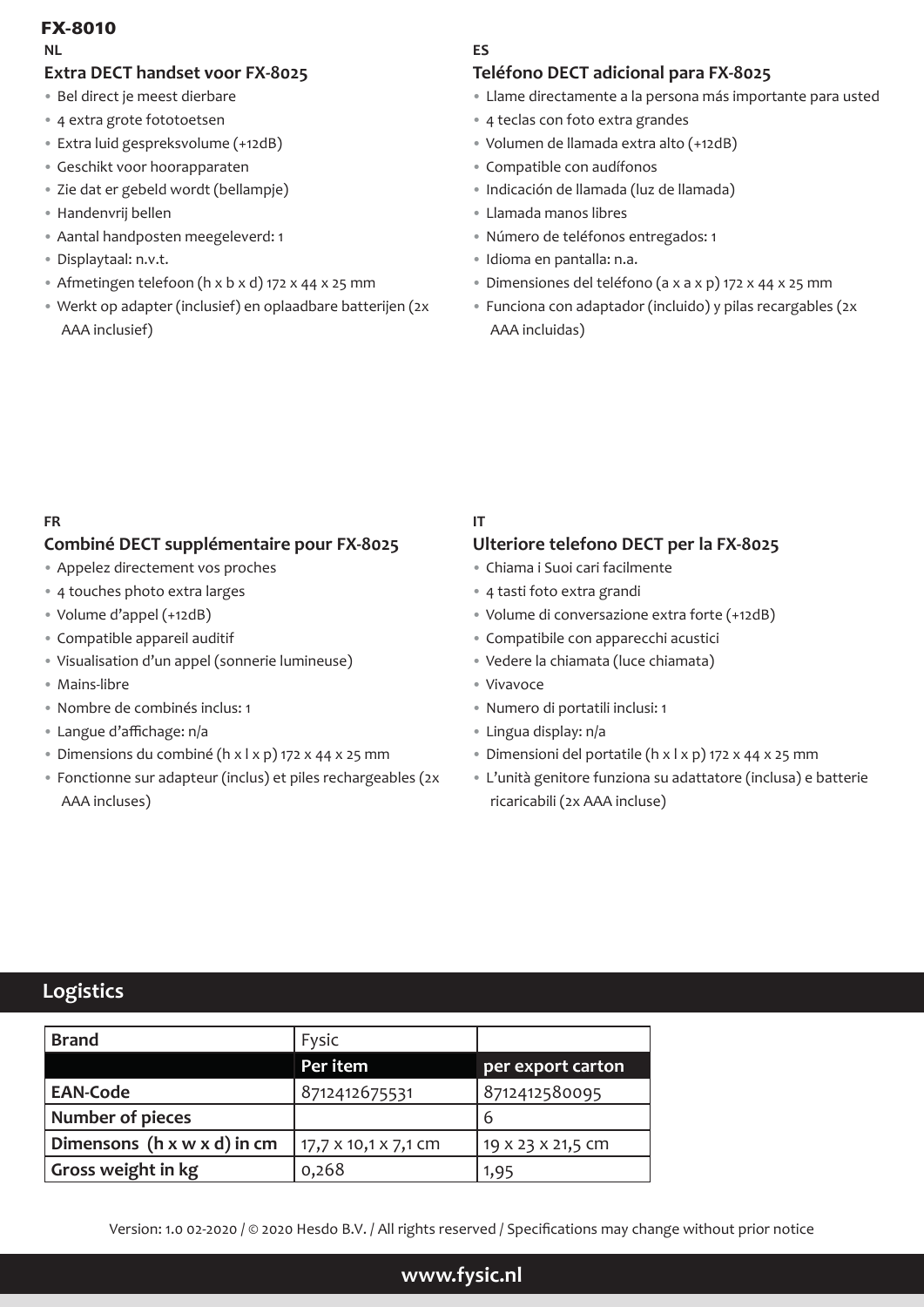# FX-8010

**NL**

## Extra DECT handset voor FX-8025

- Bel direct je meest dierbare
- 4 extra grote fototoetsen
- Extra luid gespreksvolume (+12dB)
- Geschikt voor hoorapparaten
- Zie dat er gebeld wordt (bellampje)
- Handenvrij bellen
- Aantal handposten meegeleverd: 1
- Displaytaal: n.v.t.
- Afmetingen telefoon (h x b x d) 172 x 44 x 25 mm
- Werkt op adapter (inclusief) en oplaadbare batterijen (2x AAA inclusief)

**ES**

## Teléfono DECT adicional para FX-8025

- Llame directamente a la persona más importante para usted
- 4 teclas con foto extra grandes
- Volumen de llamada extra alto (+12dB)
- Compatible con audífonos
- Indicación de llamada (luz de llamada)
- Llamada manos libres
- Número de teléfonos entregados: 1
- Idioma en pantalla: n.a.
- Dimensiones del teléfono (a x a x p) 172 x 44 x 25 mm
- Funciona con adaptador (incluido) y pilas recargables (2x AAA incluidas)

**FR**

## Combiné DECT supplémentaire pour FX-8025

- Appelez directement vos proches
- 4 touches photo extra larges
- Volume d'appel (+12dB)
- Compatible appareil auditif
- Visualisation d'un appel (sonnerie lumineuse)
- Mains-libre
- Nombre de combinés inclus: 1
- Langue d'affichage: n/a
- Dimensions du combiné (h x l x p) 172 x 44 x 25 mm
- Fonctionne sur adapteur (inclus) et piles rechargeables (2x AAA incluses)

**IT**

## Ulteriore telefono DECT per la FX-8025

- Chiama i Suoi cari facilmente
- 4 tasti foto extra grandi
- Volume di conversazione extra forte (+12dB)
- Compatibile con apparecchi acustici
- Vedere la chiamata (luce chiamata)
- Vivavoce
- Numero di portatili inclusi: 1
- Lingua display: n/a
- Dimensioni del portatile (h x l x p) 172 x 44 x 25 mm
- L'unità genitore funziona su adattatore (inclusa) e batterie ricaricabili (2x AAA incluse)

## Logistics

| Brand | Fysic | |
|---|---|---|
| | **Per item** | **per export carton** |
| **EAN-Code** | 8712412675531 | 8712412580095 |
| **Number of pieces** | | 6 |
| **Dimensons (h x w x d) in cm** | 17,7 x 10,1 x 7,1 cm | 19 x 23 x 21,5 cm |
| **Gross weight in kg** | 0,268 | 1,95 |

Version: 1.0 02-2020 / © 2020 Hesdo B.V. / All rights reserved / Specifications may change without prior notice

**www.fysic.nl**